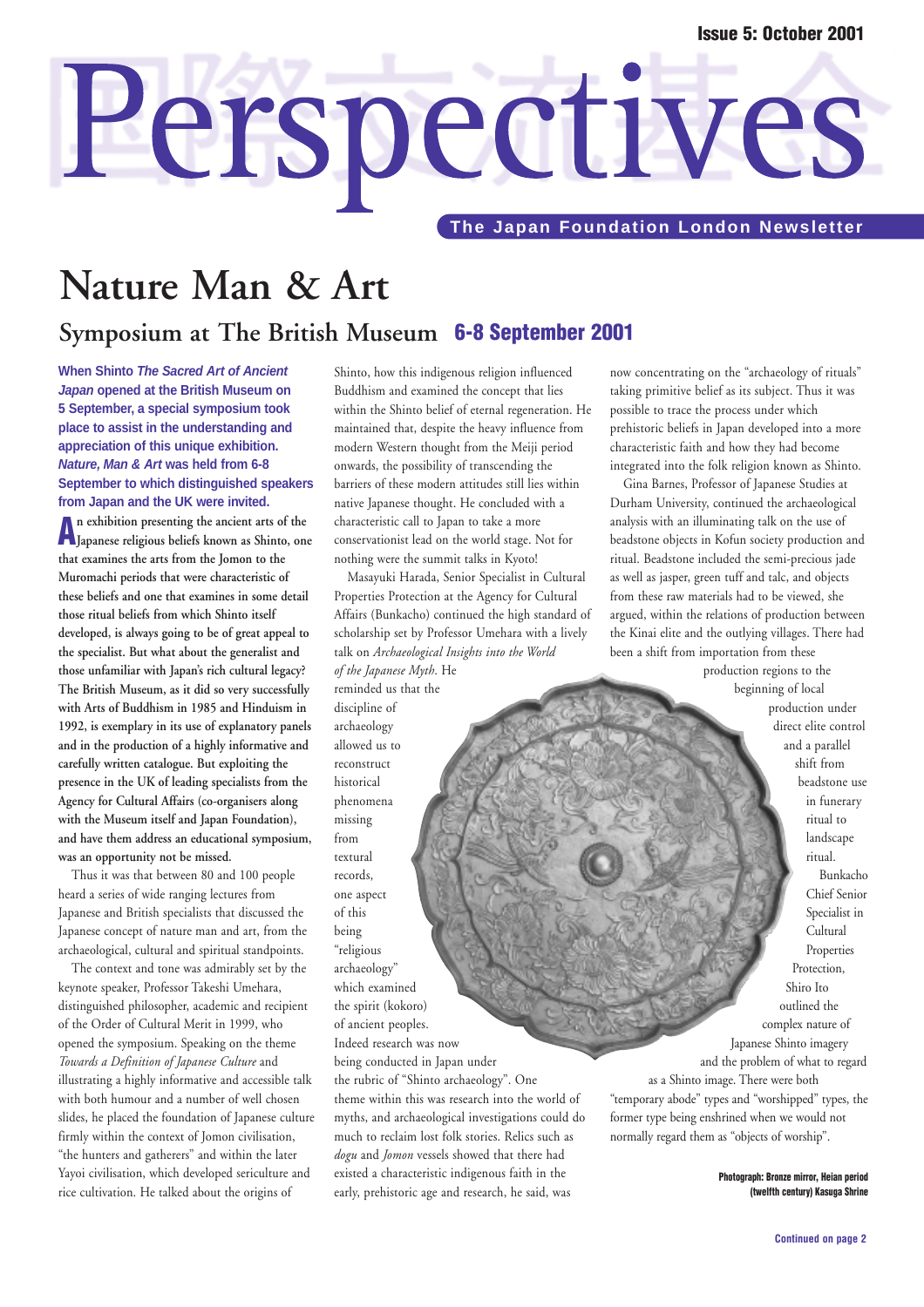Issue 5: October 2001

# Perspectives

The Japan Foundation London Newsletter

# Nature Man & Art

## Symposium at The British Museum 6-8 September 2001

**When Shinto *The Sacred Art of Ancient Japan* opened at the British Museum on 5 September, a special symposium took place to assist in the understanding and appreciation of this unique exhibition. *Nature, Man & Art* was held from 6-8 September to which distinguished speakers from Japan and the UK were invited.**

**An exhibition presenting the ancient arts of the Japanese religious beliefs known as Shinto, one that examines the arts from the Jomon to the Muromachi periods that were characteristic of these beliefs and one that examines in some detail those ritual beliefs from which Shinto itself developed, is always going to be of great appeal to the specialist. But what about the generalist and those unfamiliar with Japan's rich cultural legacy? The British Museum, as it did so very successfully with Arts of Buddhism in 1985 and Hinduism in 1992, is exemplary in its use of explanatory panels and in the production of a highly informative and carefully written catalogue. But exploiting the presence in the UK of leading specialists from the Agency for Cultural Affairs (co-organisers along with the Museum itself and Japan Foundation), and have them address an educational symposium, was an opportunity not be missed.**

Thus it was that between 80 and 100 people heard a series of wide ranging lectures from Japanese and British specialists that discussed the Japanese concept of nature man and art, from the archaeological, cultural and spiritual standpoints.

The context and tone was admirably set by the keynote speaker, Professor Takeshi Umehara, distinguished philosopher, academic and recipient of the Order of Cultural Merit in 1999, who opened the symposium. Speaking on the theme *Towards a Definition of Japanese Culture* and illustrating a highly informative and accessible talk with both humour and a number of well chosen slides, he placed the foundation of Japanese culture firmly within the context of Jomon civilisation, "the hunters and gatherers" and within the later Yayoi civilisation, which developed sericulture and rice cultivation. He talked about the origins of Shinto, how this indigenous religion influenced Buddhism and examined the concept that lies within the Shinto belief of eternal regeneration. He maintained that, despite the heavy influence from modern Western thought from the Meiji period onwards, the possibility of transcending the barriers of these modern attitudes still lies within native Japanese thought. He concluded with a characteristic call to Japan to take a more conservationist lead on the world stage. Not for nothing were the summit talks in Kyoto!

Masayuki Harada, Senior Specialist in Cultural Properties Protection at the Agency for Cultural Affairs (Bunkacho) continued the high standard of scholarship set by Professor Umehara with a lively talk on *Archaeological Insights into the World of the Japanese Myth*. He reminded us that the discipline of archaeology allowed us to reconstruct historical phenomena missing from textural records, one aspect of this being "religious archaeology" which examined the spirit (kokoro) of ancient peoples. Indeed research was now being conducted in Japan under the rubric of "Shinto archaeology". One theme within this was research into the world of myths, and archaeological investigations could do much to reclaim lost folk stories. Relics such as *dogu* and *Jomon* vessels showed that there had existed a characteristic indigenous faith in the early, prehistoric age and research, he said, was now concentrating on the "archaeology of rituals" taking primitive belief as its subject. Thus it was possible to trace the process under which prehistoric beliefs in Japan developed into a more characteristic faith and how they had become integrated into the folk religion known as Shinto.

Gina Barnes, Professor of Japanese Studies at Durham University, continued the archaeological analysis with an illuminating talk on the use of beadstone objects in Kofun society production and ritual. Beadstone included the semi-precious jade as well as jasper, green tuff and talc, and objects from these raw materials had to be viewed, she argued, within the relations of production between the Kinai elite and the outlying villages. There had been a shift from importation from these production regions to the beginning of local production under direct elite control and a parallel shift from beadstone use in funerary ritual to landscape ritual.

Bunkacho Chief Senior Specialist in Cultural Properties Protection, Shiro Ito outlined the complex nature of Japanese Shinto imagery and the problem of what to regard as a Shinto image. There were both "temporary abode" types and "worshipped" types, the former type being enshrined when we would not normally regard them as "objects of worship".

**Photograph: Bronze mirror, Heian period (twelfth century) Kasuga Shrine**

Continued on page 2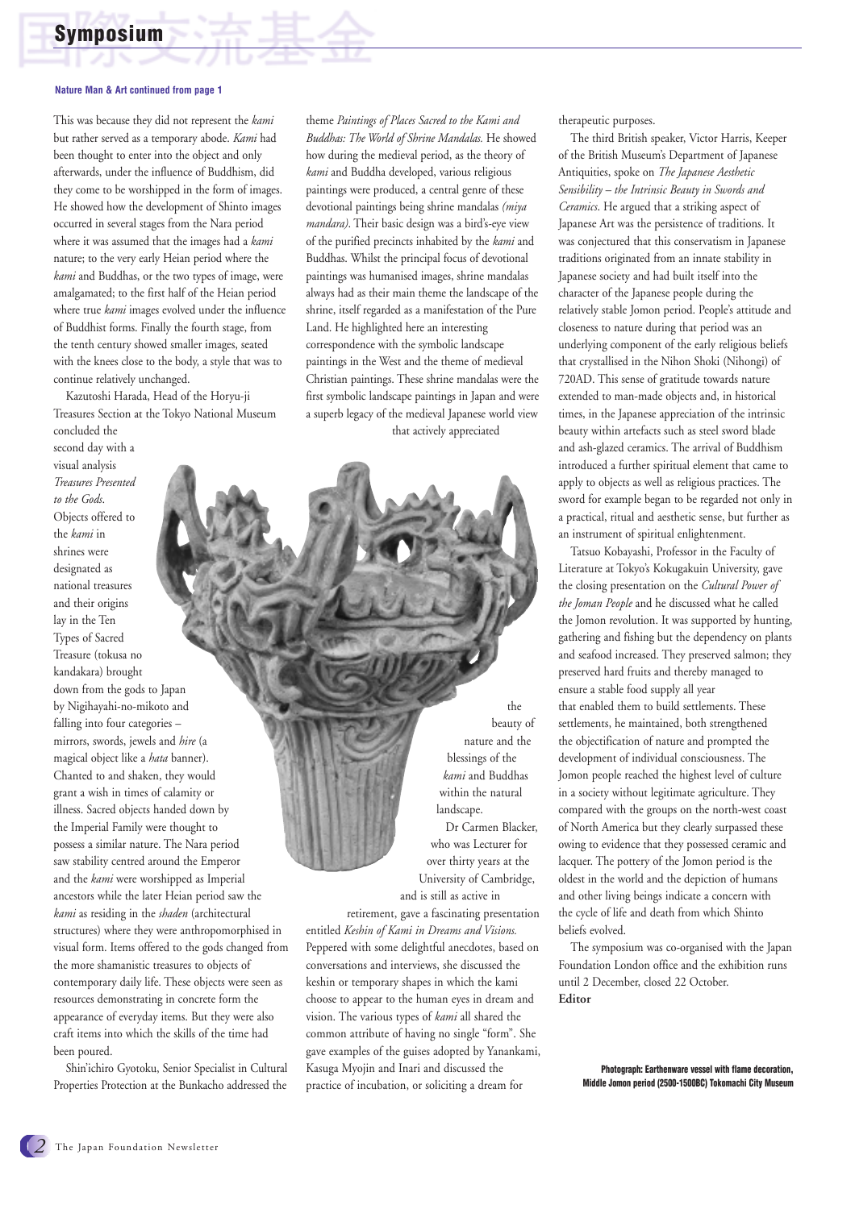**Nature Man & Art continued from page 1**

This was because they did not represent the *kami* but rather served as a temporary abode. *Kami* had been thought to enter into the object and only afterwards, under the influence of Buddhism, did they come to be worshipped in the form of images. He showed how the development of Shinto images occurred in several stages from the Nara period where it was assumed that the images had a *kami* nature; to the very early Heian period where the *kami* and Buddhas, or the two types of image, were amalgamated; to the first half of the Heian period where true *kami* images evolved under the influence of Buddhist forms. Finally the fourth stage, from the tenth century showed smaller images, seated with the knees close to the body, a style that was to continue relatively unchanged.

Kazutoshi Harada, Head of the Horyu-ji Treasures Section at the Tokyo National Museum concluded the second day with a visual analysis *Treasures Presented to the Gods*. Objects offered to the *kami* in shrines were designated as national treasures and their origins lay in the Ten Types of Sacred Treasure (tokusa no kandakara) brought down from the gods to Japan by Nigihayahi-no-mikoto and falling into four categories – mirrors, swords, jewels and *hire* (a magical object like a *hata* banner). Chanted to and shaken, they would grant a wish in times of calamity or illness. Sacred objects handed down by the Imperial Family were thought to possess a similar nature. The Nara period saw stability centred around the Emperor and the *kami* were worshipped as Imperial ancestors while the later Heian period saw the *kami* as residing in the *shaden* (architectural structures) where they were anthropomorphised in visual form. Items offered to the gods changed from the more shamanistic treasures to objects of contemporary daily life. These objects were seen as resources demonstrating in concrete form the appearance of everyday items. But they were also craft items into which the skills of the time had been poured.

Shin'ichiro Gyotoku, Senior Specialist in Cultural Properties Protection at the Bunkacho addressed the theme *Paintings of Places Sacred to the Kami and Buddhas: The World of Shrine Mandalas.* He showed how during the medieval period, as the theory of *kami* and Buddha developed, various religious paintings were produced, a central genre of these devotional paintings being shrine mandalas *(miya mandara)*. Their basic design was a bird's-eye view of the purified precincts inhabited by the *kami* and Buddhas. Whilst the principal focus of devotional paintings was humanised images, shrine mandalas always had as their main theme the landscape of the shrine, itself regarded as a manifestation of the Pure Land. He highlighted here an interesting correspondence with the symbolic landscape paintings in the West and the theme of medieval Christian paintings. These shrine mandalas were the first symbolic landscape paintings in Japan and were a superb legacy of the medieval Japanese world view that actively appreciated the beauty of nature and the blessings of the *kami* and Buddhas within the natural landscape.

Dr Carmen Blacker, who was Lecturer for over thirty years at the University of Cambridge, and is still as active in retirement, gave a fascinating presentation entitled *Keshin of Kami in Dreams and Visions.* Peppered with some delightful anecdotes, based on conversations and interviews, she discussed the keshin or temporary shapes in which the kami choose to appear to the human eyes in dream and vision. The various types of *kami* all shared the common attribute of having no single "form". She gave examples of the guises adopted by Yanankami, Kasuga Myojin and Inari and discussed the practice of incubation, or soliciting a dream for therapeutic purposes.

The third British speaker, Victor Harris, Keeper of the British Museum's Department of Japanese Antiquities, spoke on *The Japanese Aesthetic Sensibility – the Intrinsic Beauty in Swords and Ceramics*. He argued that a striking aspect of Japanese Art was the persistence of traditions. It was conjectured that this conservatism in Japanese traditions originated from an innate stability in Japanese society and had built itself into the character of the Japanese people during the relatively stable Jomon period. People's attitude and closeness to nature during that period was an underlying component of the early religious beliefs that crystallised in the Nihon Shoki (Nihongi) of 720AD. This sense of gratitude towards nature extended to man-made objects and, in historical times, in the Japanese appreciation of the intrinsic beauty within artefacts such as steel sword blade and ash-glazed ceramics. The arrival of Buddhism introduced a further spiritual element that came to apply to objects as well as religious practices. The sword for example began to be regarded not only in a practical, ritual and aesthetic sense, but further as an instrument of spiritual enlightenment.

Tatsuo Kobayashi, Professor in the Faculty of Literature at Tokyo's Kokugakuin University, gave the closing presentation on the *Cultural Power of the Joman People* and he discussed what he called the Jomon revolution. It was supported by hunting, gathering and fishing but the dependency on plants and seafood increased. They preserved salmon; they preserved hard fruits and thereby managed to ensure a stable food supply all year that enabled them to build settlements. These settlements, he maintained, both strengthened the objectification of nature and prompted the development of individual consciousness. The Jomon people reached the highest level of culture in a society without legitimate agriculture. They compared with the groups on the north-west coast of North America but they clearly surpassed these owing to evidence that they possessed ceramic and lacquer. The pottery of the Jomon period is the oldest in the world and the depiction of humans and other living beings indicate a concern with the cycle of life and death from which Shinto beliefs evolved.

The symposium was co-organised with the Japan Foundation London office and the exhibition runs until 2 December, closed 22 October.

**Editor**

**Photograph: Earthenware vessel with flame decoration, Middle Jomon period (2500-1500BC) Tokomachi City Museum**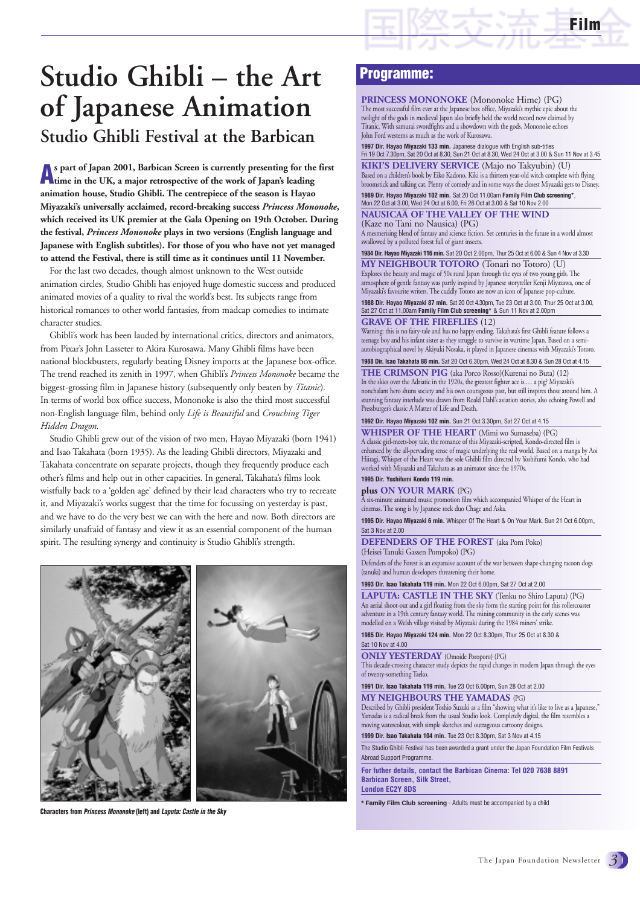# Studio Ghibli – the Art of Japanese Animation

## Studio Ghibli Festival at the Barbican

**As part of Japan 2001, Barbican Screen is currently presenting for the first time in the UK, a major retrospective of the work of Japan's leading animation house, Studio Ghibli. The centrepiece of the season is Hayao Miyazaki's universally acclaimed, record-breaking success *Princess Mononoke*, which received its UK premier at the Gala Opening on 19th October. During the festival, *Princess Mononoke* plays in two versions (English language and Japanese with English subtitles). For those of you who have not yet managed to attend the Festival, there is still time as it continues until 11 November.**

For the last two decades, though almost unknown to the West outside animation circles, Studio Ghibli has enjoyed huge domestic success and produced animated movies of a quality to rival the world's best. Its subjects range from historical romances to other world fantasies, from madcap comedies to intimate character studies.

Ghibli's work has been lauded by international critics, directors and animators, from Pixar's John Lasseter to Akira Kurosawa. Many Ghibli films have been national blockbusters, regularly beating Disney imports at the Japanese box-office. The trend reached its zenith in 1997, when Ghibli's *Princess Mononoke* became the biggest-grossing film in Japanese history (subsequently only beaten by *Titanic*). In terms of world box office success, Mononoke is also the third most successful non-English language film, behind only *Life is Beautiful* and *Crouching Tiger Hidden Dragon*.

Studio Ghibli grew out of the vision of two men, Hayao Miyazaki (born 1941) and Isao Takahata (born 1935). As the leading Ghibli directors, Miyazaki and Takahata concentrate on separate projects, though they frequently produce each other's films and help out in other capacities. In general, Takahata's films look wistfully back to a 'golden age' defined by their lead characters who try to recreate it, and Miyazaki's works suggest that the time for focussing on yesterday is past, and we have to do the very best we can with the here and now. Both directors are similarly unafraid of fantasy and view it as an essential component of the human spirit. The resulting synergy and continuity is Studio Ghibli's strength.

**Characters from *Princess Mononoke* (left) and *Laputa: Castle in the Sky***

## Programme:

**PRINCESS MONONOKE** (Mononoke Hime) (PG)
The most successful film ever at the Japanese box office, Miyazaki's mythic epic about the twilight of the gods in medieval Japan also briefly held the world record now claimed by Titanic. With samurai swordfights and a showdown with the gods, Mononoke echoes John Ford westerns as much as the work of Kurosawa.
**1997 Dir. Hayao Miyazaki 133 min.** Japanese dialogue with English sub-titles
Fri 19 Oct 7.30pm, Sat 20 Oct at 8.30, Sun 21 Oct at 8.30, Wed 24 Oct at 3.00 & Sun 11 Nov at 3.45

**KIKI'S DELIVERY SERVICE** (Majo no Takyubin) (U)
Based on a children's book by Eiko Kadono, Kiki is a thirteen year-old witch complete with flying broomstick and talking cat. Plenty of comedy and in some ways the closest Miyazaki gets to Disney.
**1989 Dir. Hayao Miyazaki 102 min.** Sat 20 Oct 11.00am **Family Film Club screening\***, Mon 22 Oct at 3.00, Wed 24 Oct at 6.00, Fri 26 Oct at 3.00 & Sat 10 Nov 2.00

**NAUSICAÄ OF THE VALLEY OF THE WIND**
(Kaze no Tani no Nausica) (PG)
A mesmerising blend of fantasy and science fiction. Set centuries in the future in a world almost swallowed by a polluted forest full of giant insects.
**1984 Dir. Hayao Miyazaki 116 min.** Sat 20 Oct 2.00pm, Thur 25 Oct at 6.00 & Sun 4 Nov at 3.30

**MY NEIGHBOUR TOTORO** (Tonari no Totoro) (U)
Explores the beauty and magic of 50s rural Japan through the eyes of two young girls. The atmosphere of gentle fantasy was partly inspired by Japanese storyteller Kenji Miyazawa, one of Miyazaki's favourite writers. The cuddly Totoro are now an icon of Japanese pop-culture.
**1988 Dir. Hayao Miyazaki 87 min.** Sat 20 Oct 4.30pm, Tue 23 Oct at 3.00, Thur 25 Oct at 3.00, Sat 27 Oct at 11.00am **Family Film Club screening\*** & Sun 11 Nov at 2.00pm

**GRAVE OF THE FIREFLIES** (12)
Warning: this is no fairy-tale and has no happy ending. Takahata's first Ghibli feature follows a teenage boy and his infant sister as they struggle to survive in wartime Japan. Based on a semi-autobiographical novel by Akiyuki Nosaka, it played in Japanese cinemas with Miyazaki's Totoro.
**1988 Dir. Isao Takahata 88 min.** Sat 20 Oct 6.30pm, Wed 24 Oct at 8.30 & Sun 28 Oct at 4.15

**THE CRIMSON PIG** (aka Porco Rosso)(Kurenai no Buta) (12)
In the skies over the Adriatic in the 1920s, the greatest fighter ace is.... a pig? Miyazaki's nonchalant hero shuns society and his own courageous past, but still inspires those around him. A stunning fantasy interlude was drawn from Roald Dahl's aviation stories, also echoing Powell and Pressburger's classic A Matter of Life and Death.
**1992 Dir. Hayao Miyazaki 102 min.** Sun 21 Oct 3.30pm, Sat 27 Oct at 4.15

**WHISPER OF THE HEART** (Mimi wo Sumaseba) (PG)
A classic girl-meets-boy tale, the romance of this Miyazaki-scripted, Kondo-directed film is enhanced by the all-pervading sense of magic underlying the real world. Based on a manga by Aoi Hiiragi, Whisper of the Heart was the sole Ghibli film directed by Yoshifumi Kondo, who had worked with Miyazaki and Takahata as an animator since the 1970s.
**1995 Dir. Yoshifumi Kondo 119 min.**

**plus ON YOUR MARK** (PG)
A six-minute animated music promotion film which accompanied Whisper of the Heart in cinemas. The song is by Japanese rock duo Chage and Aska.
**1995 Dir. Hayao Miyazaki 6 min.** Whisper Of The Heart & On Your Mark. Sun 21 Oct 6.00pm, Sat 3 Nov at 2.00

**DEFENDERS OF THE FOREST** (aka Pom Poko)
(Heisei Tanuki Gassen Pompoko) (PG)
Defenders of the Forest is an expansive account of the war between shape-changing racoon dogs (tanuki) and human developers threatening their home.
**1993 Dir. Isao Takahata 119 min.** Mon 22 Oct 6.00pm, Sat 27 Oct at 2.00

**LAPUTA: CASTLE IN THE SKY** (Tenku no Shiro Laputa) (PG)
An aerial shoot-out and a girl floating from the sky form the starting point for this rollercoaster adventure in a 19th century fantasy world. The mining community in the early scenes was modelled on a Welsh village visited by Miyazaki during the 1984 miners' strike.
**1985 Dir. Hayao Miyazaki 124 min.** Mon 22 Oct 8.30pm, Thur 25 Oct at 8.30 & Sat 10 Nov at 4.00

**ONLY YESTERDAY** (Omoide Poroporo) (PG)
This decade-crossing character study depicts the rapid changes in modern Japan through the eyes of twenty-something Taeko.
**1991 Dir. Isao Takahata 119 min.** Tue 23 Oct 6.00pm, Sun 28 Oct at 2.00

**MY NEIGHBOURS THE YAMADAS** (PG)
Described by Ghibli president Toshio Suzuki as a film "showing what it's like to live as a Japanese," Yamadas is a radical break from the usual Studio look. Completely digital, the film resembles a moving watercolour, with simple sketches and outrageous cartoony designs.
**1999 Dir. Isao Takahata 104 min.** Tue 23 Oct 8.30pm, Sat 3 Nov at 4.15

The Studio Ghibli Festival has been awarded a grant under the Japan Foundation Film Festivals Abroad Support Programme.

**For futher details, contact the Barbican Cinema: Tel 020 7638 8891**
**Barbican Screen, Silk Street,**
**London EC2Y 8DS**

**\* Family Film Club screening** - Adults must be accompanied by a child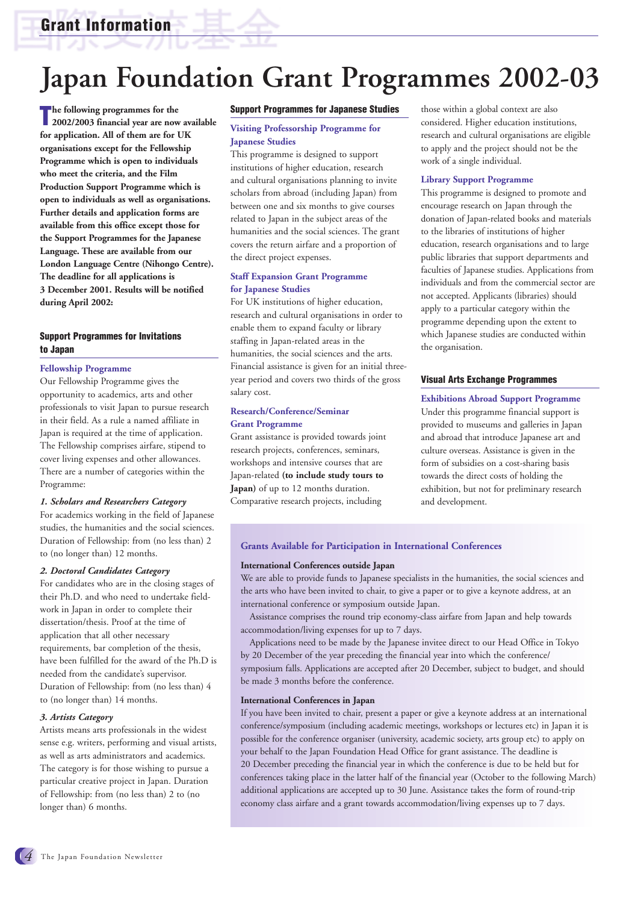# Japan Foundation Grant Programmes 2002-03

**The following programmes for the 2002/2003 financial year are now available for application. All of them are for UK organisations except for the Fellowship Programme which is open to individuals who meet the criteria, and the Film Production Support Programme which is open to individuals as well as organisations. Further details and application forms are available from this office except those for the Support Programmes for the Japanese Language. These are available from our London Language Centre (Nihongo Centre). The deadline for all applications is 3 December 2001. Results will be notified during April 2002:**

## Support Programmes for Invitations to Japan

### Fellowship Programme

Our Fellowship Programme gives the opportunity to academics, arts and other professionals to visit Japan to pursue research in their field. As a rule a named affiliate in Japan is required at the time of application. The Fellowship comprises airfare, stipend to cover living expenses and other allowances. There are a number of categories within the Programme:

***1. Scholars and Researchers Category***

For academics working in the field of Japanese studies, the humanities and the social sciences. Duration of Fellowship: from (no less than) 2 to (no longer than) 12 months.

***2. Doctoral Candidates Category***

For candidates who are in the closing stages of their Ph.D. and who need to undertake field-work in Japan in order to complete their dissertation/thesis. Proof at the time of application that all other necessary requirements, bar completion of the thesis, have been fulfilled for the award of the Ph.D is needed from the candidate's supervisor. Duration of Fellowship: from (no less than) 4 to (no longer than) 14 months.

***3. Artists Category***

Artists means arts professionals in the widest sense e.g. writers, performing and visual artists, as well as arts administrators and academics. The category is for those wishing to pursue a particular creative project in Japan. Duration of Fellowship: from (no less than) 2 to (no longer than) 6 months.

## Support Programmes for Japanese Studies

### Visiting Professorship Programme for Japanese Studies

This programme is designed to support institutions of higher education, research and cultural organisations planning to invite scholars from abroad (including Japan) from between one and six months to give courses related to Japan in the subject areas of the humanities and the social sciences. The grant covers the return airfare and a proportion of the direct project expenses.

### Staff Expansion Grant Programme for Japanese Studies

For UK institutions of higher education, research and cultural organisations in order to enable them to expand faculty or library staffing in Japan-related areas in the humanities, the social sciences and the arts. Financial assistance is given for an initial three-year period and covers two thirds of the gross salary cost.

### Research/Conference/Seminar Grant Programme

Grant assistance is provided towards joint research projects, conferences, seminars, workshops and intensive courses that are Japan-related **(to include study tours to Japan)** of up to 12 months duration. Comparative research projects, including those within a global context are also considered. Higher education institutions, research and cultural organisations are eligible to apply and the project should not be the work of a single individual.

### Library Support Programme

This programme is designed to promote and encourage research on Japan through the donation of Japan-related books and materials to the libraries of institutions of higher education, research organisations and to large public libraries that support departments and faculties of Japanese studies. Applications from individuals and from the commercial sector are not accepted. Applicants (libraries) should apply to a particular category within the programme depending upon the extent to which Japanese studies are conducted within the organisation.

## Visual Arts Exchange Programmes

### Exhibitions Abroad Support Programme

Under this programme financial support is provided to museums and galleries in Japan and abroad that introduce Japanese art and culture overseas. Assistance is given in the form of subsidies on a cost-sharing basis towards the direct costs of holding the exhibition, but not for preliminary research and development.

### Grants Available for Participation in International Conferences

**International Conferences outside Japan**

We are able to provide funds to Japanese specialists in the humanities, the social sciences and the arts who have been invited to chair, to give a paper or to give a keynote address, at an international conference or symposium outside Japan.

Assistance comprises the round trip economy-class airfare from Japan and help towards accommodation/living expenses for up to 7 days.

Applications need to be made by the Japanese invitee direct to our Head Office in Tokyo by 20 December of the year preceding the financial year into which the conference/symposium falls. Applications are accepted after 20 December, subject to budget, and should be made 3 months before the conference.

**International Conferences in Japan**

If you have been invited to chair, present a paper or give a keynote address at an international conference/symposium (including academic meetings, workshops or lectures etc) in Japan it is possible for the conference organiser (university, academic society, arts group etc) to apply on your behalf to the Japan Foundation Head Office for grant assistance. The deadline is 20 December preceding the financial year in which the conference is due to be held but for conferences taking place in the latter half of the financial year (October to the following March) additional applications are accepted up to 30 June. Assistance takes the form of round-trip economy class airfare and a grant towards accommodation/living expenses up to 7 days.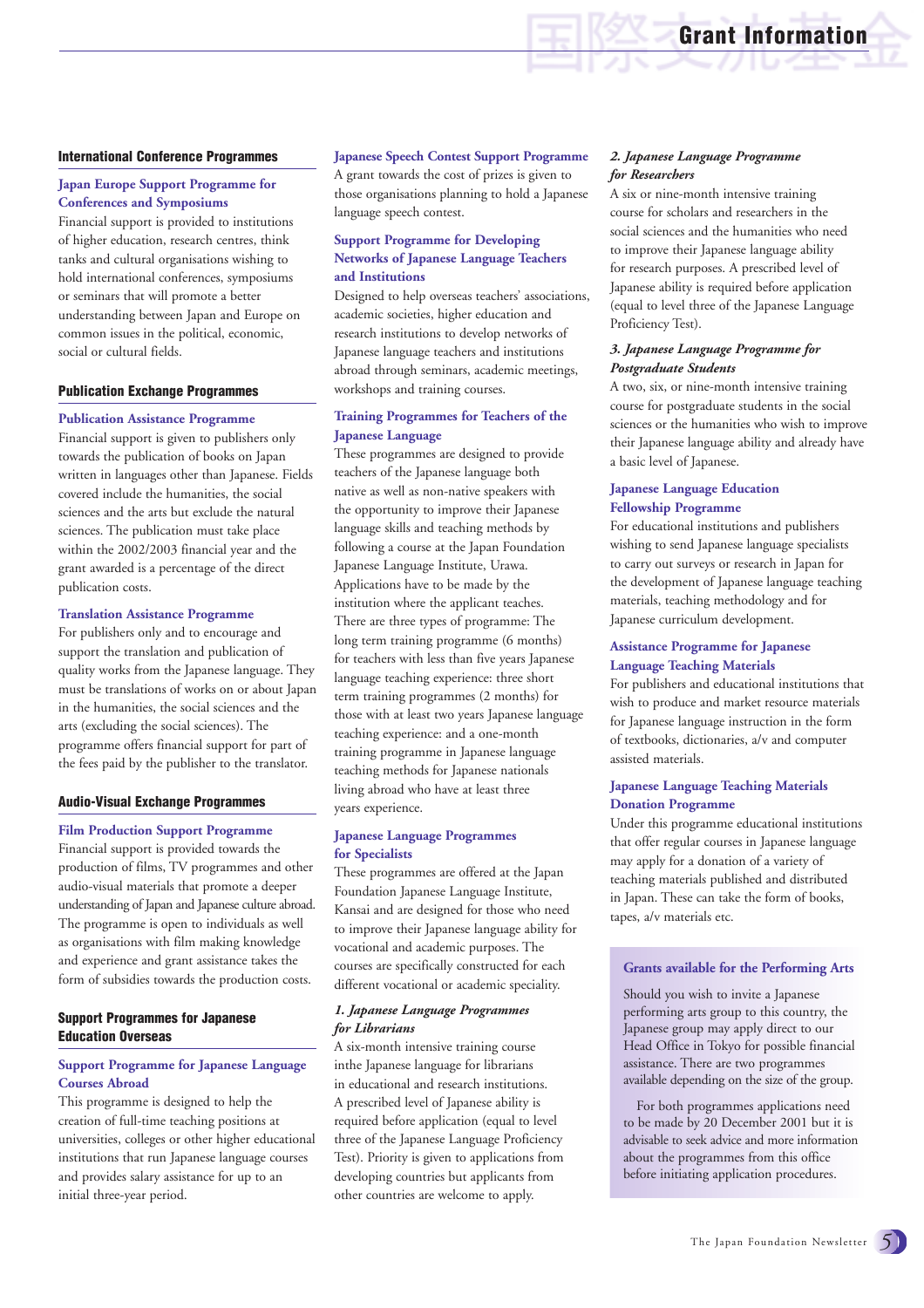# Grant Information

## International Conference Programmes

### Japan Europe Support Programme for Conferences and Symposiums

Financial support is provided to institutions of higher education, research centres, think tanks and cultural organisations wishing to hold international conferences, symposiums or seminars that will promote a better understanding between Japan and Europe on common issues in the political, economic, social or cultural fields.

## Publication Exchange Programmes

### Publication Assistance Programme

Financial support is given to publishers only towards the publication of books on Japan written in languages other than Japanese. Fields covered include the humanities, the social sciences and the arts but exclude the natural sciences. The publication must take place within the 2002/2003 financial year and the grant awarded is a percentage of the direct publication costs.

### Translation Assistance Programme

For publishers only and to encourage and support the translation and publication of quality works from the Japanese language. They must be translations of works on or about Japan in the humanities, the social sciences and the arts (excluding the social sciences). The programme offers financial support for part of the fees paid by the publisher to the translator.

## Audio-Visual Exchange Programmes

### Film Production Support Programme

Financial support is provided towards the production of films, TV programmes and other audio-visual materials that promote a deeper understanding of Japan and Japanese culture abroad. The programme is open to individuals as well as organisations with film making knowledge and experience and grant assistance takes the form of subsidies towards the production costs.

## Support Programmes for Japanese Education Overseas

### Support Programme for Japanese Language Courses Abroad

This programme is designed to help the creation of full-time teaching positions at universities, colleges or other higher educational institutions that run Japanese language courses and provides salary assistance for up to an initial three-year period.

### Japanese Speech Contest Support Programme

A grant towards the cost of prizes is given to those organisations planning to hold a Japanese language speech contest.

### Support Programme for Developing Networks of Japanese Language Teachers and Institutions

Designed to help overseas teachers' associations, academic societies, higher education and research institutions to develop networks of Japanese language teachers and institutions abroad through seminars, academic meetings, workshops and training courses.

### Training Programmes for Teachers of the Japanese Language

These programmes are designed to provide teachers of the Japanese language both native as well as non-native speakers with the opportunity to improve their Japanese language skills and teaching methods by following a course at the Japan Foundation Japanese Language Institute, Urawa. Applications have to be made by the institution where the applicant teaches. There are three types of programme: The long term training programme (6 months) for teachers with less than five years Japanese language teaching experience: three short term training programmes (2 months) for those with at least two years Japanese language teaching experience: and a one-month training programme in Japanese language teaching methods for Japanese nationals living abroad who have at least three years experience.

### Japanese Language Programmes for Specialists

These programmes are offered at the Japan Foundation Japanese Language Institute, Kansai and are designed for those who need to improve their Japanese language ability for vocational and academic purposes. The courses are specifically constructed for each different vocational or academic speciality.

#### *1. Japanese Language Programmes for Librarians*

A six-month intensive training course inthe Japanese language for librarians in educational and research institutions. A prescribed level of Japanese ability is required before application (equal to level three of the Japanese Language Proficiency Test). Priority is given to applications from developing countries but applicants from other countries are welcome to apply.

#### *2. Japanese Language Programme for Researchers*

A six or nine-month intensive training course for scholars and researchers in the social sciences and the humanities who need to improve their Japanese language ability for research purposes. A prescribed level of Japanese ability is required before application (equal to level three of the Japanese Language Proficiency Test).

#### *3. Japanese Language Programme for Postgraduate Students*

A two, six, or nine-month intensive training course for postgraduate students in the social sciences or the humanities who wish to improve their Japanese language ability and already have a basic level of Japanese.

### Japanese Language Education Fellowship Programme

For educational institutions and publishers wishing to send Japanese language specialists to carry out surveys or research in Japan for the development of Japanese language teaching materials, teaching methodology and for Japanese curriculum development.

### Assistance Programme for Japanese Language Teaching Materials

For publishers and educational institutions that wish to produce and market resource materials for Japanese language instruction in the form of textbooks, dictionaries, a/v and computer assisted materials.

### Japanese Language Teaching Materials Donation Programme

Under this programme educational institutions that offer regular courses in Japanese language may apply for a donation of a variety of teaching materials published and distributed in Japan. These can take the form of books, tapes, a/v materials etc.

### Grants available for the Performing Arts

Should you wish to invite a Japanese performing arts group to this country, the Japanese group may apply direct to our Head Office in Tokyo for possible financial assistance. There are two programmes available depending on the size of the group.

For both programmes applications need to be made by 20 December 2001 but it is advisable to seek advice and more information about the programmes from this office before initiating application procedures.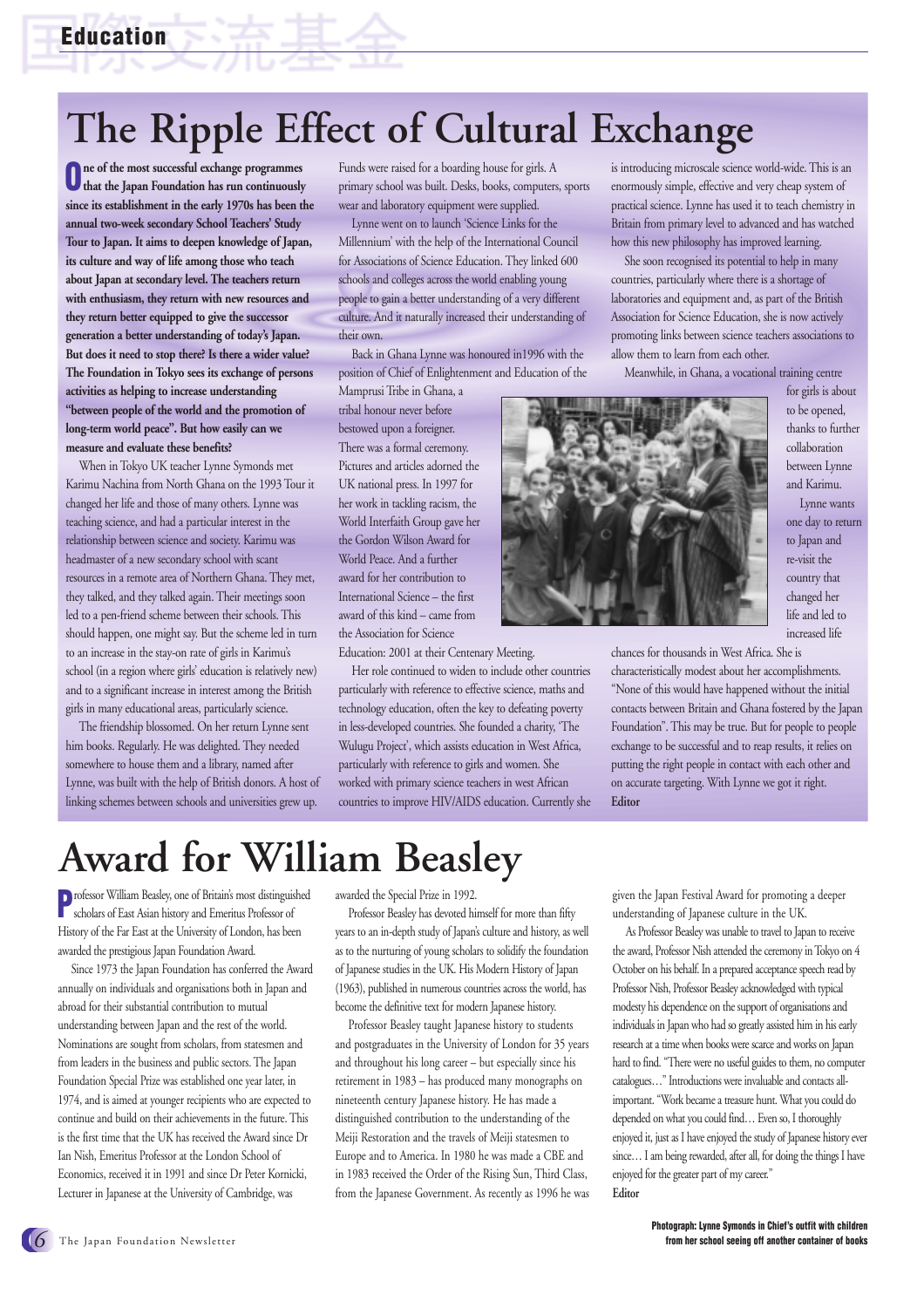# The Ripple Effect of Cultural Exchange

**One of the most successful exchange programmes that the Japan Foundation has run continuously since its establishment in the early 1970s has been the annual two-week secondary School Teachers' Study Tour to Japan. It aims to deepen knowledge of Japan, its culture and way of life among those who teach about Japan at secondary level. The teachers return with enthusiasm, they return with new resources and they return better equipped to give the successor generation a better understanding of today's Japan. But does it need to stop there? Is there a wider value? The Foundation in Tokyo sees its exchange of persons activities as helping to increase understanding "between people of the world and the promotion of long-term world peace". But how easily can we measure and evaluate these benefits?**

When in Tokyo UK teacher Lynne Symonds met Karimu Nachina from North Ghana on the 1993 Tour it changed her life and those of many others. Lynne was teaching science, and had a particular interest in the relationship between science and society. Karimu was headmaster of a new secondary school with scant resources in a remote area of Northern Ghana. They met, they talked, and they talked again. Their meetings soon led to a pen-friend scheme between their schools. This should happen, one might say. But the scheme led in turn to an increase in the stay-on rate of girls in Karimu's school (in a region where girls' education is relatively new) and to a significant increase in interest among the British girls in many educational areas, particularly science.

The friendship blossomed. On her return Lynne sent him books. Regularly. He was delighted. They needed somewhere to house them and a library, named after Lynne, was built with the help of British donors. A host of linking schemes between schools and universities grew up. Funds were raised for a boarding house for girls. A primary school was built. Desks, books, computers, sports wear and laboratory equipment were supplied.

Lynne went on to launch 'Science Links for the Millennium' with the help of the International Council for Associations of Science Education. They linked 600 schools and colleges across the world enabling young people to gain a better understanding of a very different culture. And it naturally increased their understanding of their own.

Back in Ghana Lynne was honoured in1996 with the position of Chief of Enlightenment and Education of the Mamprusi Tribe in Ghana, a tribal honour never before bestowed upon a foreigner. There was a formal ceremony. Pictures and articles adorned the UK national press. In 1997 for her work in tackling racism, the World Interfaith Group gave her the Gordon Wilson Award for World Peace. And a further award for her contribution to International Science – the first award of this kind – came from the Association for Science Education: 2001 at their Centenary Meeting.

Her role continued to widen to include other countries particularly with reference to effective science, maths and technology education, often the key to defeating poverty in less-developed countries. She founded a charity, 'The Wulugu Project', which assists education in West Africa, particularly with reference to girls and women. She worked with primary science teachers in west African countries to improve HIV/AIDS education. Currently she is introducing microscale science world-wide. This is an enormously simple, effective and very cheap system of practical science. Lynne has used it to teach chemistry in Britain from primary level to advanced and has watched how this new philosophy has improved learning.

She soon recognised its potential to help in many countries, particularly where there is a shortage of laboratories and equipment and, as part of the British Association for Science Education, she is now actively promoting links between science teachers associations to allow them to learn from each other.

Meanwhile, in Ghana, a vocational training centre for girls is about to be opened, thanks to further collaboration between Lynne and Karimu.

Lynne wants one day to return to Japan and re-visit the country that changed her life and led to increased life chances for thousands in West Africa. She is characteristically modest about her accomplishments. "None of this would have happened without the initial contacts between Britain and Ghana fostered by the Japan Foundation". This may be true. But for people to people exchange to be successful and to reap results, it relies on putting the right people in contact with each other and on accurate targeting. With Lynne we got it right.

**Editor**

**Photograph: Lynne Symonds in Chief's outfit with children from her school seeing off another container of books**

# Award for William Beasley

Professor William Beasley, one of Britain's most distinguished scholars of East Asian history and Emeritus Professor of History of the Far East at the University of London, has been awarded the prestigious Japan Foundation Award.

Since 1973 the Japan Foundation has conferred the Award annually on individuals and organisations both in Japan and abroad for their substantial contribution to mutual understanding between Japan and the rest of the world. Nominations are sought from scholars, from statesmen and from leaders in the business and public sectors. The Japan Foundation Special Prize was established one year later, in 1974, and is aimed at younger recipients who are expected to continue and build on their achievements in the future. This is the first time that the UK has received the Award since Dr Ian Nish, Emeritus Professor at the London School of Economics, received it in 1991 and since Dr Peter Kornicki, Lecturer in Japanese at the University of Cambridge, was awarded the Special Prize in 1992.

Professor Beasley has devoted himself for more than fifty years to an in-depth study of Japan's culture and history, as well as to the nurturing of young scholars to solidify the foundation of Japanese studies in the UK. His Modern History of Japan (1963), published in numerous countries across the world, has become the definitive text for modern Japanese history.

Professor Beasley taught Japanese history to students and postgraduates in the University of London for 35 years and throughout his long career – but especially since his retirement in 1983 – has produced many monographs on nineteenth century Japanese history. He has made a distinguished contribution to the understanding of the Meiji Restoration and the travels of Meiji statesmen to Europe and to America. In 1980 he was made a CBE and in 1983 received the Order of the Rising Sun, Third Class, from the Japanese Government. As recently as 1996 he was given the Japan Festival Award for promoting a deeper understanding of Japanese culture in the UK.

As Professor Beasley was unable to travel to Japan to receive the award, Professor Nish attended the ceremony in Tokyo on 4 October on his behalf. In a prepared acceptance speech read by Professor Nish, Professor Beasley acknowledged with typical modesty his dependence on the support of organisations and individuals in Japan who had so greatly assisted him in his early research at a time when books were scarce and works on Japan hard to find. "There were no useful guides to them, no computer catalogues…" Introductions were invaluable and contacts all-important. "Work became a treasure hunt. What you could do depended on what you could find… Even so, I thoroughly enjoyed it, just as I have enjoyed the study of Japanese history ever since… I am being rewarded, after all, for doing the things I have enjoyed for the greater part of my career."

**Editor**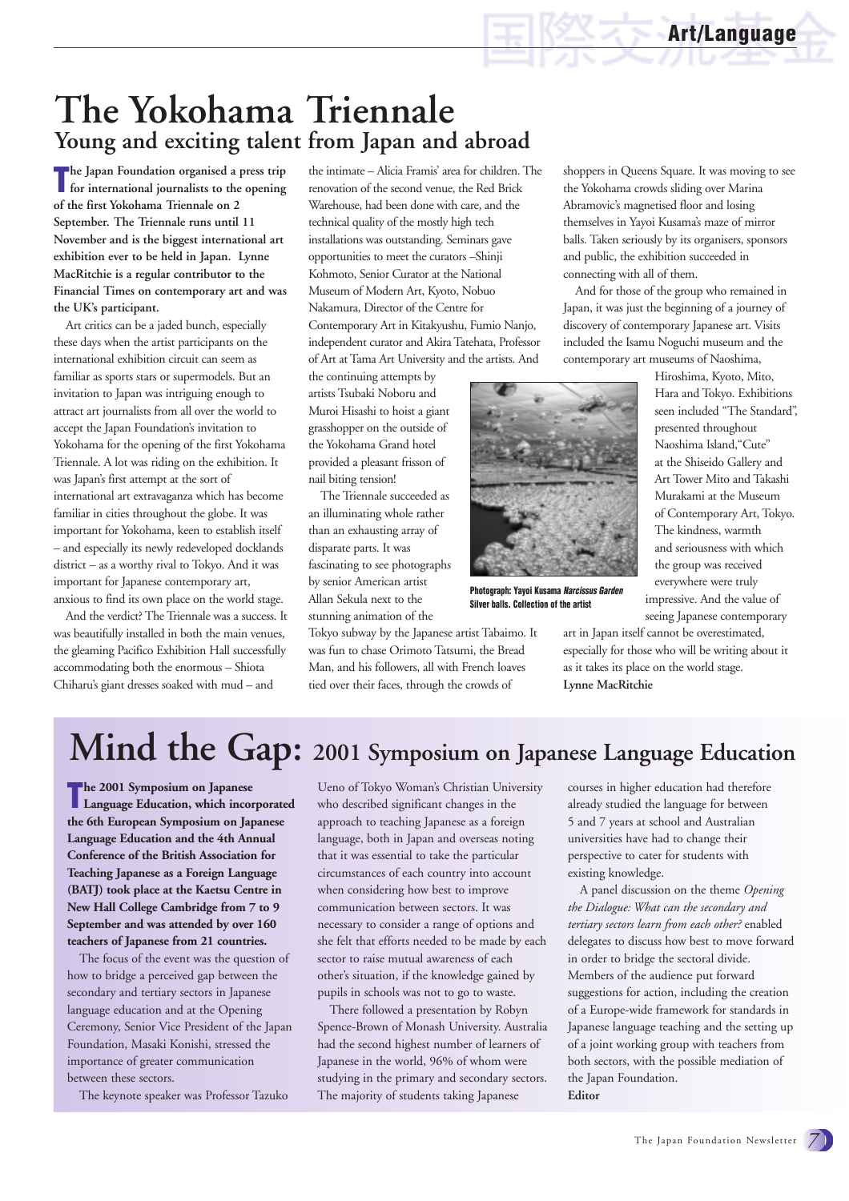# The Yokohama Triennale

## Young and exciting talent from Japan and abroad

**The Japan Foundation organised a press trip for international journalists to the opening of the first Yokohama Triennale on 2 September. The Triennale runs until 11 November and is the biggest international art exhibition ever to be held in Japan. Lynne MacRitchie is a regular contributor to the Financial Times on contemporary art and was the UK's participant.**

Art critics can be a jaded bunch, especially these days when the artist participants on the international exhibition circuit can seem as familiar as sports stars or supermodels. But an invitation to Japan was intriguing enough to attract art journalists from all over the world to accept the Japan Foundation's invitation to Yokohama for the opening of the first Yokohama Triennale. A lot was riding on the exhibition. It was Japan's first attempt at the sort of international art extravaganza which has become familiar in cities throughout the globe. It was important for Yokohama, keen to establish itself – and especially its newly redeveloped docklands district – as a worthy rival to Tokyo. And it was important for Japanese contemporary art, anxious to find its own place on the world stage.

And the verdict? The Triennale was a success. It was beautifully installed in both the main venues, the gleaming Pacifico Exhibition Hall successfully accommodating both the enormous – Shiota Chiharu's giant dresses soaked with mud – and the intimate – Alicia Framis' area for children. The renovation of the second venue, the Red Brick Warehouse, had been done with care, and the technical quality of the mostly high tech installations was outstanding. Seminars gave opportunities to meet the curators –Shinji Kohmoto, Senior Curator at the National Museum of Modern Art, Kyoto, Nobuo Nakamura, Director of the Centre for Contemporary Art in Kitakyushu, Fumio Nanjo, independent curator and Akira Tatehata, Professor of Art at Tama Art University and the artists. And the continuing attempts by artists Tsubaki Noboru and Muroi Hisashi to hoist a giant grasshopper on the outside of the Yokohama Grand hotel provided a pleasant frisson of nail biting tension!

The Triennale succeeded as an illuminating whole rather than an exhausting array of disparate parts. It was fascinating to see photographs by senior American artist Allan Sekula next to the stunning animation of the Tokyo subway by the Japanese artist Tabaimo. It was fun to chase Orimoto Tatsumi, the Bread Man, and his followers, all with French loaves tied over their faces, through the crowds of shoppers in Queens Square. It was moving to see the Yokohama crowds sliding over Marina Abramovic's magnetised floor and losing themselves in Yayoi Kusama's maze of mirror balls. Taken seriously by its organisers, sponsors and public, the exhibition succeeded in connecting with all of them.

Photograph: Yayoi Kusama *Narcissus Garden* Silver balls. Collection of the artist

And for those of the group who remained in Japan, it was just the beginning of a journey of discovery of contemporary Japanese art. Visits included the Isamu Noguchi museum and the contemporary art museums of Naoshima, Hiroshima, Kyoto, Mito, Hara and Tokyo. Exhibitions seen included "The Standard", presented throughout Naoshima Island, "Cute" at the Shiseido Gallery and Art Tower Mito and Takashi Murakami at the Museum of Contemporary Art, Tokyo. The kindness, warmth and seriousness with which the group was received everywhere were truly impressive. And the value of seeing Japanese contemporary art in Japan itself cannot be overestimated, especially for those who will be writing about it as it takes its place on the world stage.

**Lynne MacRitchie**

# Mind the Gap: 2001 Symposium on Japanese Language Education

**The 2001 Symposium on Japanese Language Education, which incorporated the 6th European Symposium on Japanese Language Education and the 4th Annual Conference of the British Association for Teaching Japanese as a Foreign Language (BATJ) took place at the Kaetsu Centre in New Hall College Cambridge from 7 to 9 September and was attended by over 160 teachers of Japanese from 21 countries.**

The focus of the event was the question of how to bridge a perceived gap between the secondary and tertiary sectors in Japanese language education and at the Opening Ceremony, Senior Vice President of the Japan Foundation, Masaki Konishi, stressed the importance of greater communication between these sectors.

The keynote speaker was Professor Tazuko Ueno of Tokyo Woman's Christian University who described significant changes in the approach to teaching Japanese as a foreign language, both in Japan and overseas noting that it was essential to take the particular circumstances of each country into account when considering how best to improve communication between sectors. It was necessary to consider a range of options and she felt that efforts needed to be made by each sector to raise mutual awareness of each other's situation, if the knowledge gained by pupils in schools was not to go to waste.

There followed a presentation by Robyn Spence-Brown of Monash University. Australia had the second highest number of learners of Japanese in the world, 96% of whom were studying in the primary and secondary sectors. The majority of students taking Japanese courses in higher education had therefore already studied the language for between 5 and 7 years at school and Australian universities have had to change their perspective to cater for students with existing knowledge.

A panel discussion on the theme *Opening the Dialogue: What can the secondary and tertiary sectors learn from each other?* enabled delegates to discuss how best to move forward in order to bridge the sectoral divide. Members of the audience put forward suggestions for action, including the creation of a Europe-wide framework for standards in Japanese language teaching and the setting up of a joint working group with teachers from both sectors, with the possible mediation of the Japan Foundation.

**Editor**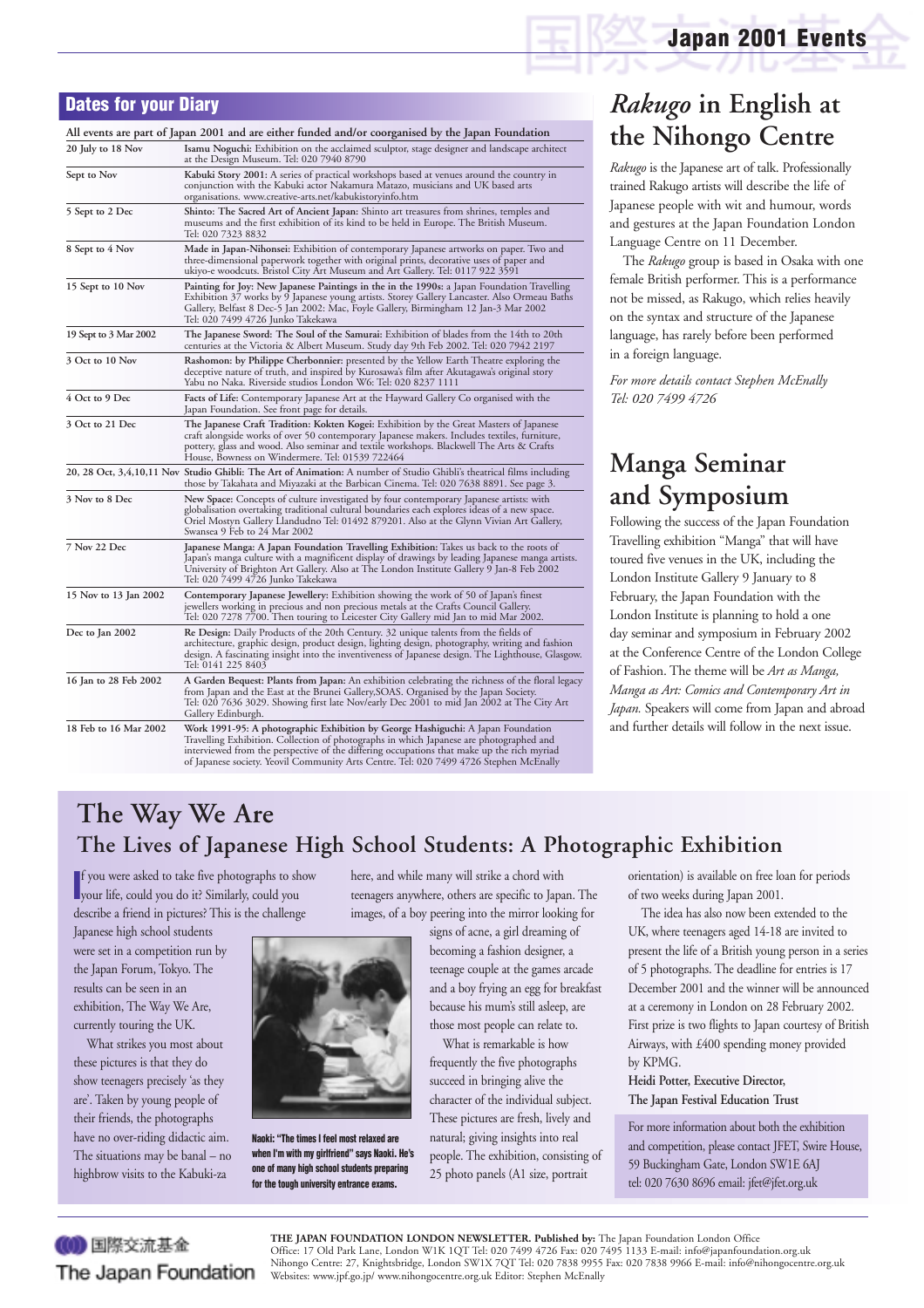# Japan 2001 Events

## Dates for your Diary

| All events are part of Japan 2001 and are either funded and/or coorganised by the Japan Foundation | |
|---|---|
| 20 July to 18 Nov | **Isamu Noguchi:** Exhibition on the acclaimed sculptor, stage designer and landscape architect at the Design Museum. Tel: 020 7940 8790 |
| Sept to Nov | **Kabuki Story 2001:** A series of practical workshops based at venues around the country in conjunction with the Kabuki actor Nakamura Matazo, musicians and UK based arts organisations. www.creative-arts.net/kabukistoryinfo.htm |
| 5 Sept to 2 Dec | **Shinto: The Sacred Art of Ancient Japan:** Shinto art treasures from shrines, temples and museums and the first exhibition of its kind to be held in Europe. The British Museum. Tel: 020 7323 8832 |
| 8 Sept to 4 Nov | **Made in Japan-Nihonsei:** Exhibition of contemporary Japanese artworks on paper. Two and three-dimensional paperwork together with original prints, decorative uses of paper and ukiyo-e woodcuts. Bristol City Art Museum and Art Gallery. Tel: 0117 922 3591 |
| 15 Sept to 10 Nov | **Painting for Joy: New Japanese Paintings in the in the 1990s:** a Japan Foundation Travelling Exhibition 37 works by 9 Japanese young artists. Storey Gallery Lancaster. Also Ormeau Baths Gallery, Belfast 8 Dec-5 Jan 2002: Mac, Foyle Gallery, Birmingham 12 Jan-3 Mar 2002 Tel: 020 7499 4726 Junko Takekawa |
| 19 Sept to 3 Mar 2002 | **The Japanese Sword: The Soul of the Samurai:** Exhibition of blades from the 14th to 20th centuries at the Victoria & Albert Museum. Study day 9th Feb 2002. Tel: 020 7942 2197 |
| 3 Oct to 10 Nov | **Rashomon: by Philippe Cherbonnier:** presented by the Yellow Earth Theatre exploring the deceptive nature of truth, and inspired by Kurosawa's film after Akutagawa's original story Yabu no Naka. Riverside studios London W6: Tel: 020 8237 1111 |
| 4 Oct to 9 Dec | **Facts of Life:** Contemporary Japanese Art at the Hayward Gallery Co organised with the Japan Foundation. See front page for details. |
| 3 Oct to 21 Dec | **The Japanese Craft Tradition: Kokten Kogei:** Exhibition by the Great Masters of Japanese craft alongside works of over 50 contemporary Japanese makers. Includes textiles, furniture, pottery, glass and wood. Also seminar and textile workshops. Blackwell The Arts & Crafts House, Bowness on Windermere. Tel: 01539 722464 |
| 20, 28 Oct, 3,4,10,11 Nov | **Studio Ghibli: The Art of Animation:** A number of Studio Ghibli's theatrical films including those by Takahata and Miyazaki at the Barbican Cinema. Tel: 020 7638 8891. See page 3. |
| 3 Nov to 8 Dec | **New Space:** Concepts of culture investigated by four contemporary Japanese artists: with globalisation overtaking traditional cultural boundaries each explores ideas of a new space. Oriel Mostyn Gallery Llandudno Tel: 01492 879201. Also at the Glynn Vivian Art Gallery, Swansea 9 Feb to 24 Mar 2002 |
| 7 Nov 22 Dec | **Japanese Manga: A Japan Foundation Travelling Exhibition:** Takes us back to the roots of Japan's manga culture with a magnificent display of drawings by leading Japanese manga artists. University of Brighton Art Gallery. Also at The London Institute Gallery 9 Jan-8 Feb 2002 Tel: 020 7499 4726 Junko Takekawa |
| 15 Nov to 13 Jan 2002 | **Contemporary Japanese Jewellery:** Exhibition showing the work of 50 of Japan's finest jewellers working in precious and non precious metals at the Crafts Council Gallery. Tel: 020 7278 7700. Then touring to Leicester City Gallery mid Jan to mid Mar 2002. |
| Dec to Jan 2002 | **Re Design:** Daily Products of the 20th Century. 32 unique talents from the fields of architecture, graphic design, product design, lighting design, photography, writing and fashion design. A fascinating insight into the inventiveness of Japanese design. The Lighthouse, Glasgow. Tel: 0141 225 8403 |
| 16 Jan to 28 Feb 2002 | **A Garden Bequest: Plants from Japan:** An exhibition celebrating the richness of the floral legacy from Japan and the East at the Brunei Gallery,SOAS. Organised by the Japan Society. Tel: 020 7636 3029. Showing first late Nov/early Dec 2001 to mid Jan 2002 at The City Art Gallery Edinburgh. |
| 18 Feb to 16 Mar 2002 | **Work 1991-95: A photographic Exhibition by George Hashiguchi:** A Japan Foundation Travelling Exhibition. Collection of photographs in which Japanese are photographed and interviewed from the perspective of the differing occupations that make up the rich myriad of Japanese society. Yeovil Community Arts Centre. Tel: 020 7499 4726 Stephen McEnally |

## *Rakugo* in English at the Nihongo Centre

*Rakugo* is the Japanese art of talk. Professionally trained Rakugo artists will describe the life of Japanese people with wit and humour, words and gestures at the Japan Foundation London Language Centre on 11 December.

The *Rakugo* group is based in Osaka with one female British performer. This is a performance not be missed, as Rakugo, which relies heavily on the syntax and structure of the Japanese language, has rarely before been performed in a foreign language.

*For more details contact Stephen McEnally Tel: 020 7499 4726*

## Manga Seminar and Symposium

Following the success of the Japan Foundation Travelling exhibition "Manga" that will have toured five venues in the UK, including the London Institute Gallery 9 January to 8 February, the Japan Foundation with the London Institute is planning to hold a one day seminar and symposium in February 2002 at the Conference Centre of the London College of Fashion. The theme will be *Art as Manga, Manga as Art: Comics and Contemporary Art in Japan.* Speakers will come from Japan and abroad and further details will follow in the next issue.

## The Way We Are
### The Lives of Japanese High School Students: A Photographic Exhibition

If you were asked to take five photographs to show your life, could you do it? Similarly, could you describe a friend in pictures? This is the challenge Japanese high school students were set in a competition run by the Japan Forum, Tokyo. The results can be seen in an exhibition, The Way We Are, currently touring the UK.

What strikes you most about these pictures is that they do show teenagers precisely 'as they are'. Taken by young people of their friends, the photographs have no over-riding didactic aim. The situations may be banal – no highbrow visits to the Kabuki-za here, and while many will strike a chord with teenagers anywhere, others are specific to Japan. The images, of a boy peering into the mirror looking for signs of acne, a girl dreaming of becoming a fashion designer, a teenage couple at the games arcade and a boy frying an egg for breakfast because his mum's still asleep, are those most people can relate to.

**Naoki: "The times I feel most relaxed are when I'm with my girlfriend" says Naoki. He's one of many high school students preparing for the tough university entrance exams.**

What is remarkable is how frequently the five photographs succeed in bringing alive the character of the individual subject. These pictures are fresh, lively and natural; giving insights into real people. The exhibition, consisting of 25 photo panels (A1 size, portrait orientation) is available on free loan for periods of two weeks during Japan 2001.

The idea has also now been extended to the UK, where teenagers aged 14-18 are invited to present the life of a British young person in a series of 5 photographs. The deadline for entries is 17 December 2001 and the winner will be announced at a ceremony in London on 28 February 2002. First prize is two flights to Japan courtesy of British Airways, with £400 spending money provided by KPMG.

**Heidi Potter, Executive Director, The Japan Festival Education Trust**

For more information about both the exhibition and competition, please contact JFET, Swire House, 59 Buckingham Gate, London SW1E 6AJ tel: 020 7630 8696 email: jfet@jfet.org.uk

国際交流基金 The Japan Foundation

**THE JAPAN FOUNDATION LONDON NEWSLETTER. Published by:** The Japan Foundation London Office Office: 17 Old Park Lane, London W1K 1QT Tel: 020 7499 4726 Fax: 020 7495 1133 E-mail: info@japanfoundation.org.uk Nihongo Centre: 27, Knightsbridge, London SW1X 7QT Tel: 020 7838 9955 Fax: 020 7838 9966 E-mail: info@nihongocentre.org.uk Websites: www.jpf.go.jp/ www.nihongocentre.org.uk Editor: Stephen McEnally